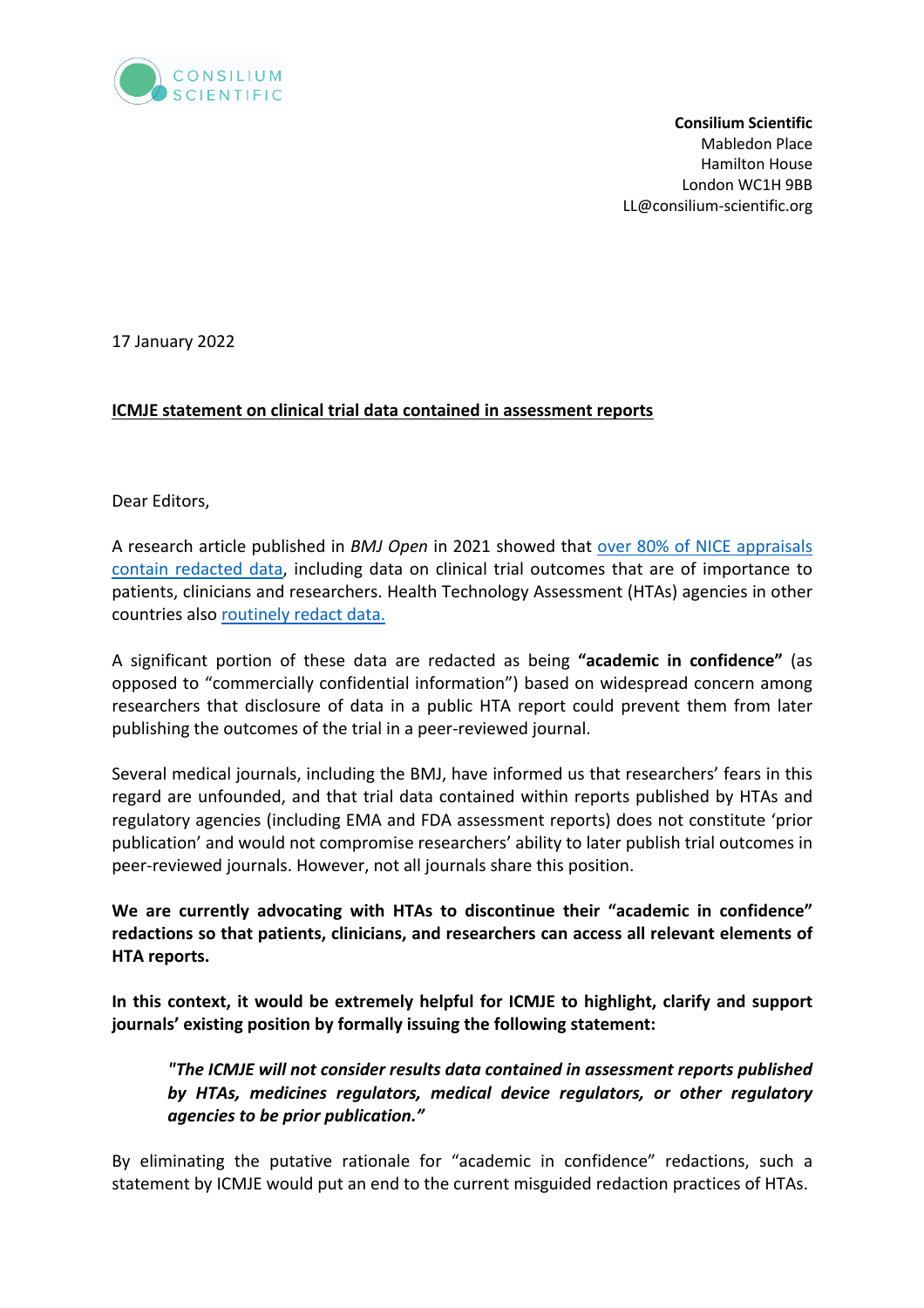CONSILIUM SCIENTIFIC

**Consilium Scientific**
Mabledon Place
Hamilton House
London WC1H 9BB
LL@consilium-scientific.org

17 January 2022

**ICMJE statement on clinical trial data contained in assessment reports**

Dear Editors,

A research article published in *BMJ Open* in 2021 showed that over 80% of NICE appraisals contain redacted data, including data on clinical trial outcomes that are of importance to patients, clinicians and researchers. Health Technology Assessment (HTAs) agencies in other countries also routinely redact data.

A significant portion of these data are redacted as being **"academic in confidence"** (as opposed to "commercially confidential information") based on widespread concern among researchers that disclosure of data in a public HTA report could prevent them from later publishing the outcomes of the trial in a peer-reviewed journal.

Several medical journals, including the BMJ, have informed us that researchers' fears in this regard are unfounded, and that trial data contained within reports published by HTAs and regulatory agencies (including EMA and FDA assessment reports) does not constitute 'prior publication' and would not compromise researchers' ability to later publish trial outcomes in peer-reviewed journals. However, not all journals share this position.

**We are currently advocating with HTAs to discontinue their "academic in confidence" redactions so that patients, clinicians, and researchers can access all relevant elements of HTA reports.**

**In this context, it would be extremely helpful for ICMJE to highlight, clarify and support journals' existing position by formally issuing the following statement:**

> ***"The ICMJE will not consider results data contained in assessment reports published by HTAs, medicines regulators, medical device regulators, or other regulatory agencies to be prior publication."***

By eliminating the putative rationale for "academic in confidence" redactions, such a statement by ICMJE would put an end to the current misguided redaction practices of HTAs.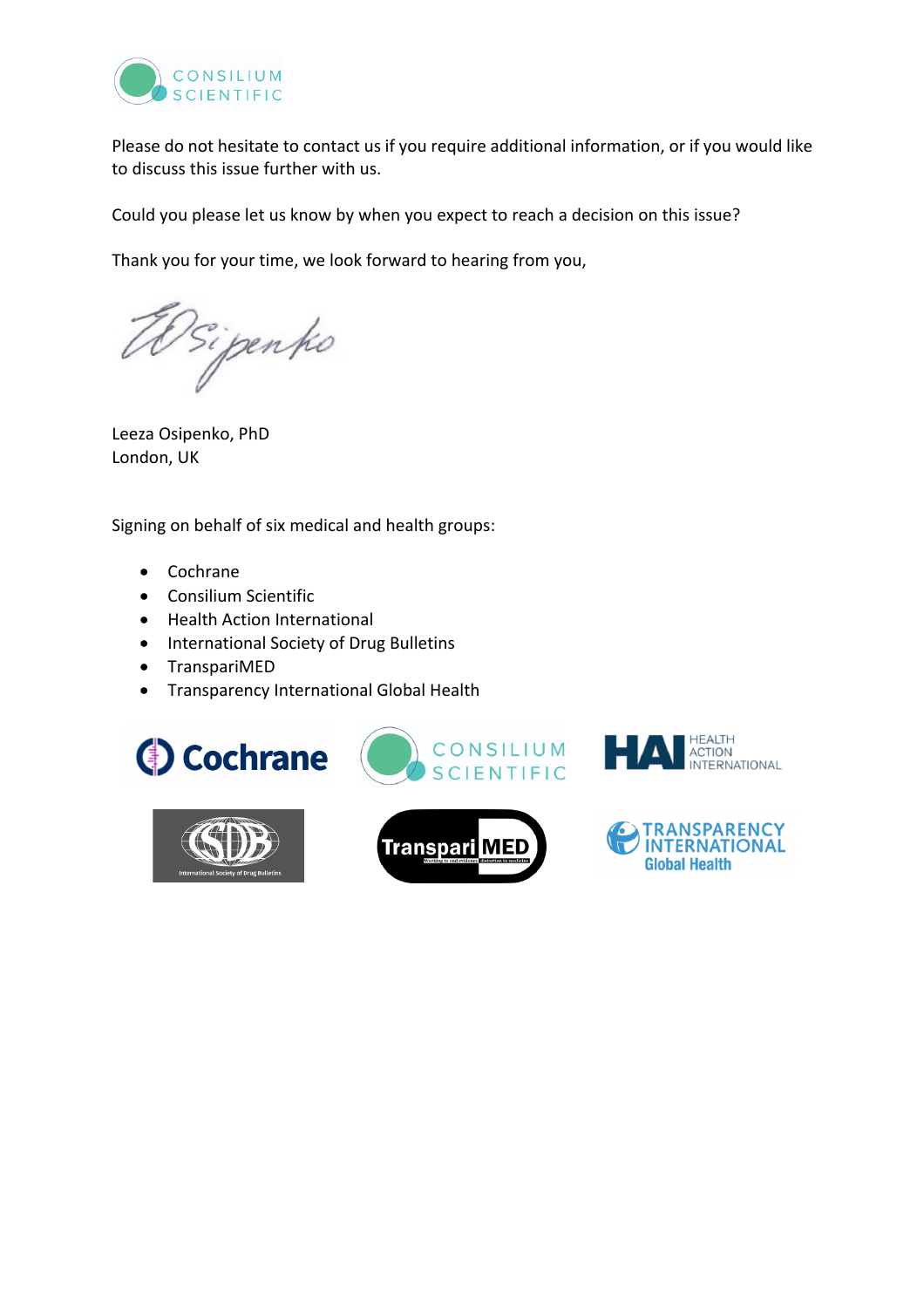Please do not hesitate to contact us if you require additional information, or if you would like to discuss this issue further with us.

Could you please let us know by when you expect to reach a decision on this issue?

Thank you for your time, we look forward to hearing from you,

Leeza Osipenko, PhD
London, UK

Signing on behalf of six medical and health groups:

- Cochrane
- Consilium Scientific
- Health Action International
- International Society of Drug Bulletins
- TranspariMED
- Transparency International Global Health